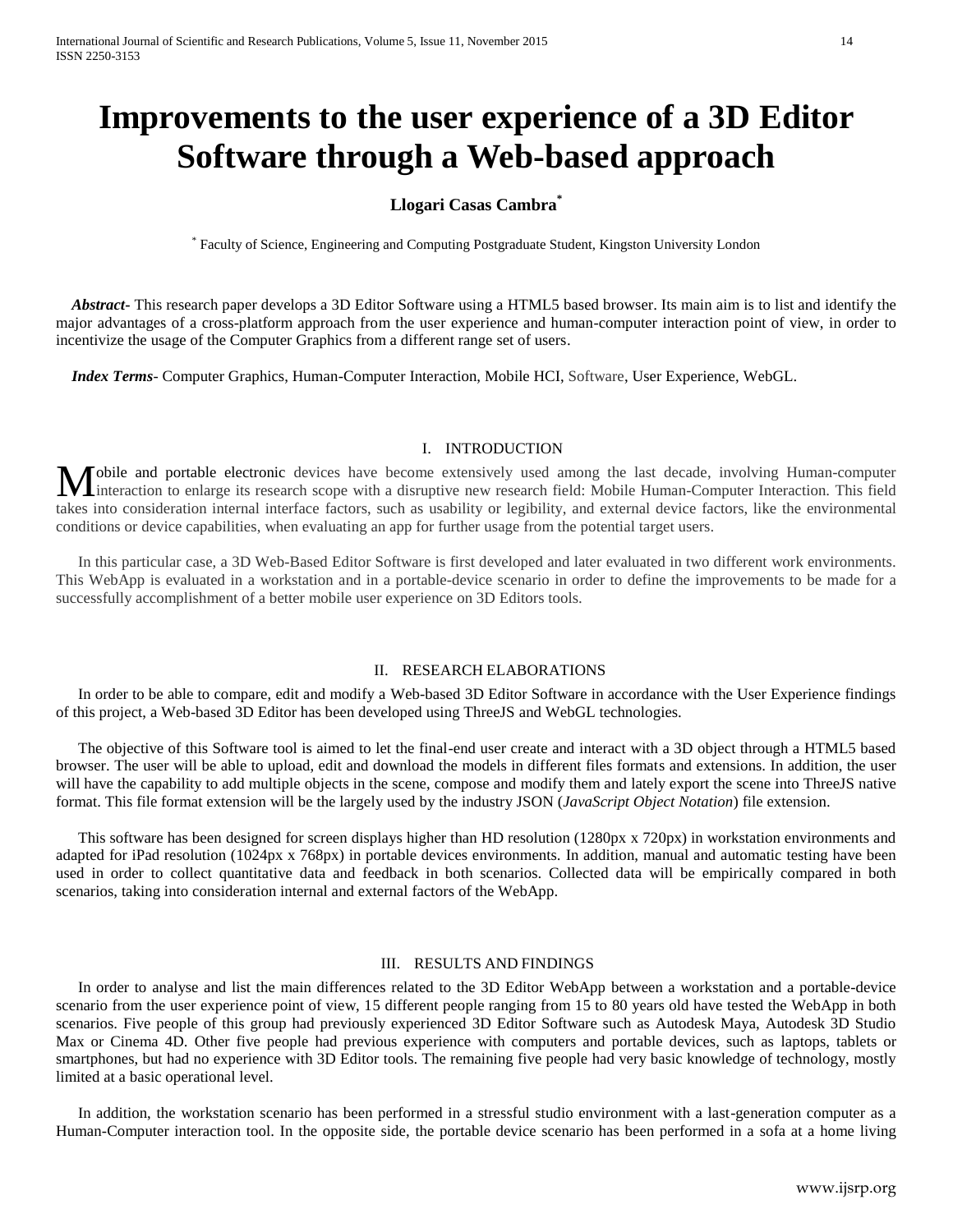# Improvements to the user experience of a 3D Editor Software through a Web-based approach

**Llogari Casas Cambra[*]**

[*] Faculty of Science, Engineering and Computing Postgraduate Student, Kingston University London

***Abstract-*** This research paper develops a 3D Editor Software using a HTML5 based browser. Its main aim is to list and identify the major advantages of a cross-platform approach from the user experience and human-computer interaction point of view, in order to incentivize the usage of the Computer Graphics from a different range set of users.

***Index Terms*****-** Computer Graphics, Human-Computer Interaction, Mobile HCI, Software, User Experience, WebGL.

## I. INTRODUCTION

Mobile and portable electronic devices have become extensively used among the last decade, involving Human-computer interaction to enlarge its research scope with a disruptive new research field: Mobile Human-Computer Interaction. This field takes into consideration internal interface factors, such as usability or legibility, and external device factors, like the environmental conditions or device capabilities, when evaluating an app for further usage from the potential target users.

In this particular case, a 3D Web-Based Editor Software is first developed and later evaluated in two different work environments. This WebApp is evaluated in a workstation and in a portable-device scenario in order to define the improvements to be made for a successfully accomplishment of a better mobile user experience on 3D Editors tools.

## II. RESEARCH ELABORATIONS

In order to be able to compare, edit and modify a Web-based 3D Editor Software in accordance with the User Experience findings of this project, a Web-based 3D Editor has been developed using ThreeJS and WebGL technologies.

The objective of this Software tool is aimed to let the final-end user create and interact with a 3D object through a HTML5 based browser. The user will be able to upload, edit and download the models in different files formats and extensions. In addition, the user will have the capability to add multiple objects in the scene, compose and modify them and lately export the scene into ThreeJS native format. This file format extension will be the largely used by the industry JSON (*JavaScript Object Notation*) file extension.

This software has been designed for screen displays higher than HD resolution (1280px x 720px) in workstation environments and adapted for iPad resolution (1024px x 768px) in portable devices environments. In addition, manual and automatic testing have been used in order to collect quantitative data and feedback in both scenarios. Collected data will be empirically compared in both scenarios, taking into consideration internal and external factors of the WebApp.

## III. RESULTS AND FINDINGS

In order to analyse and list the main differences related to the 3D Editor WebApp between a workstation and a portable-device scenario from the user experience point of view, 15 different people ranging from 15 to 80 years old have tested the WebApp in both scenarios. Five people of this group had previously experienced 3D Editor Software such as Autodesk Maya, Autodesk 3D Studio Max or Cinema 4D. Other five people had previous experience with computers and portable devices, such as laptops, tablets or smartphones, but had no experience with 3D Editor tools. The remaining five people had very basic knowledge of technology, mostly limited at a basic operational level.

In addition, the workstation scenario has been performed in a stressful studio environment with a last-generation computer as a Human-Computer interaction tool. In the opposite side, the portable device scenario has been performed in a sofa at a home living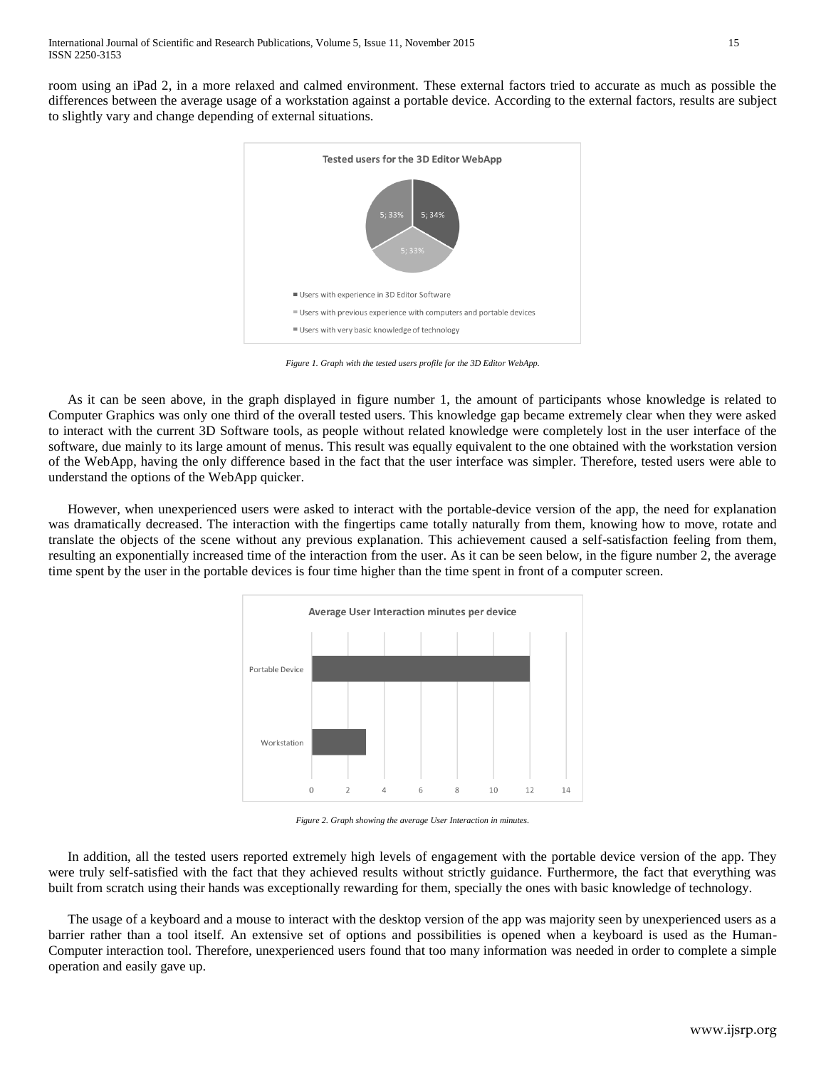room using an iPad 2, in a more relaxed and calmed environment. These external factors tried to accurate as much as possible the differences between the average usage of a workstation against a portable device. According to the external factors, results are subject to slightly vary and change depending of external situations.

Figure 1. Graph with the tested users profile for the 3D Editor WebApp.

As it can be seen above, in the graph displayed in figure number 1, the amount of participants whose knowledge is related to Computer Graphics was only one third of the overall tested users. This knowledge gap became extremely clear when they were asked to interact with the current 3D Software tools, as people without related knowledge were completely lost in the user interface of the software, due mainly to its large amount of menus. This result was equally equivalent to the one obtained with the workstation version of the WebApp, having the only difference based in the fact that the user interface was simpler. Therefore, tested users were able to understand the options of the WebApp quicker.

However, when unexperienced users were asked to interact with the portable-device version of the app, the need for explanation was dramatically decreased. The interaction with the fingertips came totally naturally from them, knowing how to move, rotate and translate the objects of the scene without any previous explanation. This achievement caused a self-satisfaction feeling from them, resulting an exponentially increased time of the interaction from the user. As it can be seen below, in the figure number 2, the average time spent by the user in the portable devices is four time higher than the time spent in front of a computer screen.

Figure 2. Graph showing the average User Interaction in minutes.

In addition, all the tested users reported extremely high levels of engagement with the portable device version of the app. They were truly self-satisfied with the fact that they achieved results without strictly guidance. Furthermore, the fact that everything was built from scratch using their hands was exceptionally rewarding for them, specially the ones with basic knowledge of technology.

The usage of a keyboard and a mouse to interact with the desktop version of the app was majority seen by unexperienced users as a barrier rather than a tool itself. An extensive set of options and possibilities is opened when a keyboard is used as the Human-Computer interaction tool. Therefore, unexperienced users found that too many information was needed in order to complete a simple operation and easily gave up.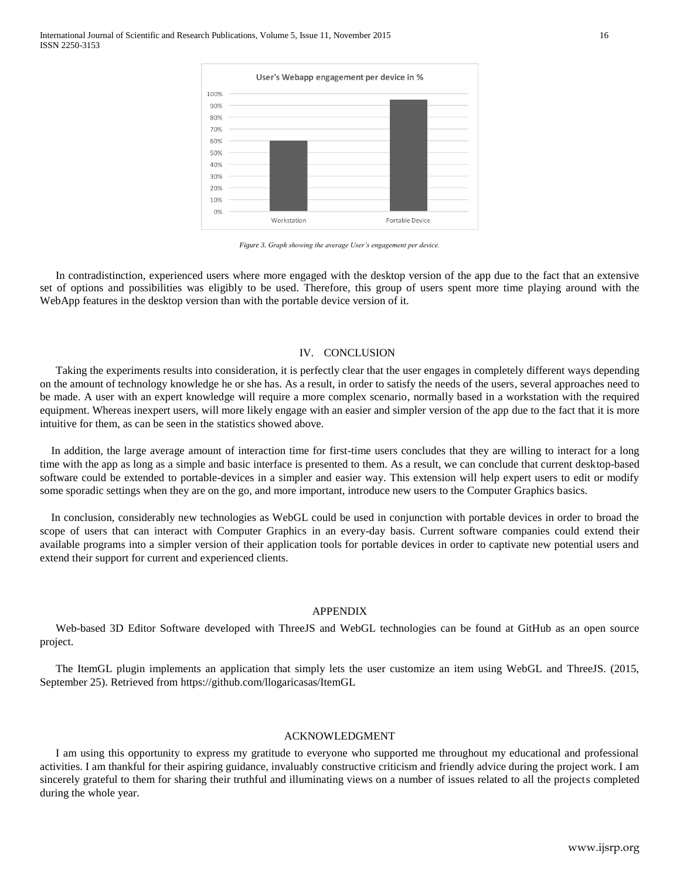Figure 3. Graph showing the average User's engagement per device.

In contradistinction, experienced users where more engaged with the desktop version of the app due to the fact that an extensive set of options and possibilities was eligibly to be used. Therefore, this group of users spent more time playing around with the WebApp features in the desktop version than with the portable device version of it.

## IV. CONCLUSION

Taking the experiments results into consideration, it is perfectly clear that the user engages in completely different ways depending on the amount of technology knowledge he or she has. As a result, in order to satisfy the needs of the users, several approaches need to be made. A user with an expert knowledge will require a more complex scenario, normally based in a workstation with the required equipment. Whereas inexpert users, will more likely engage with an easier and simpler version of the app due to the fact that it is more intuitive for them, as can be seen in the statistics showed above.

In addition, the large average amount of interaction time for first-time users concludes that they are willing to interact for a long time with the app as long as a simple and basic interface is presented to them. As a result, we can conclude that current desktop-based software could be extended to portable-devices in a simpler and easier way. This extension will help expert users to edit or modify some sporadic settings when they are on the go, and more important, introduce new users to the Computer Graphics basics.

In conclusion, considerably new technologies as WebGL could be used in conjunction with portable devices in order to broad the scope of users that can interact with Computer Graphics in an every-day basis. Current software companies could extend their available programs into a simpler version of their application tools for portable devices in order to captivate new potential users and extend their support for current and experienced clients.

## APPENDIX

Web-based 3D Editor Software developed with ThreeJS and WebGL technologies can be found at GitHub as an open source project.

The ItemGL plugin implements an application that simply lets the user customize an item using WebGL and ThreeJS. (2015, September 25). Retrieved from https://github.com/llogaricasas/ItemGL

## ACKNOWLEDGMENT

I am using this opportunity to express my gratitude to everyone who supported me throughout my educational and professional activities. I am thankful for their aspiring guidance, invaluably constructive criticism and friendly advice during the project work. I am sincerely grateful to them for sharing their truthful and illuminating views on a number of issues related to all the projects completed during the whole year.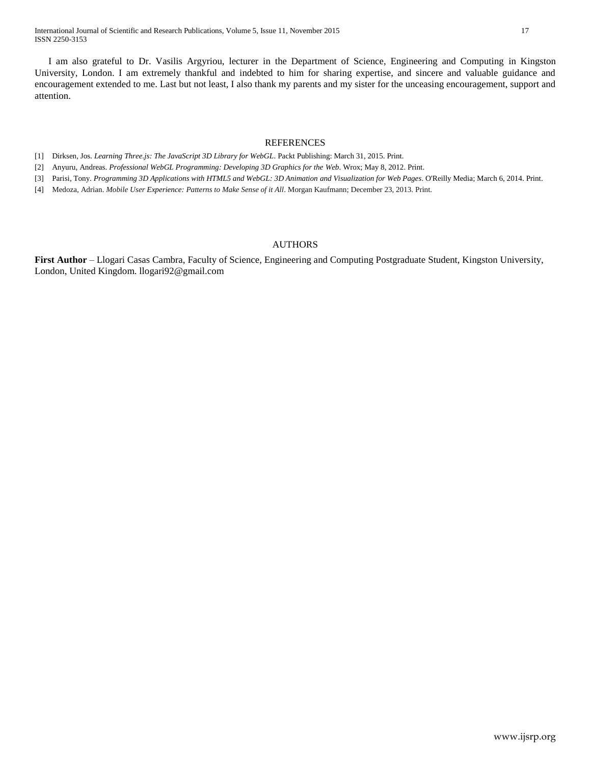I am also grateful to Dr. Vasilis Argyriou, lecturer in the Department of Science, Engineering and Computing in Kingston University, London. I am extremely thankful and indebted to him for sharing expertise, and sincere and valuable guidance and encouragement extended to me. Last but not least, I also thank my parents and my sister for the unceasing encouragement, support and attention.

## REFERENCES

[1] Dirksen, Jos. *Learning Three.js: The JavaScript 3D Library for WebGL*. Packt Publishing: March 31, 2015. Print.

[2] Anyuru, Andreas. *Professional WebGL Programming: Developing 3D Graphics for the Web*. Wrox; May 8, 2012. Print.

[3] Parisi, Tony. *Programming 3D Applications with HTML5 and WebGL: 3D Animation and Visualization for Web Pages*. O'Reilly Media; March 6, 2014. Print.

[4] Medoza, Adrian. *Mobile User Experience: Patterns to Make Sense of it All*. Morgan Kaufmann; December 23, 2013. Print.

## AUTHORS

**First Author** – Llogari Casas Cambra, Faculty of Science, Engineering and Computing Postgraduate Student, Kingston University, London, United Kingdom. llogari92@gmail.com